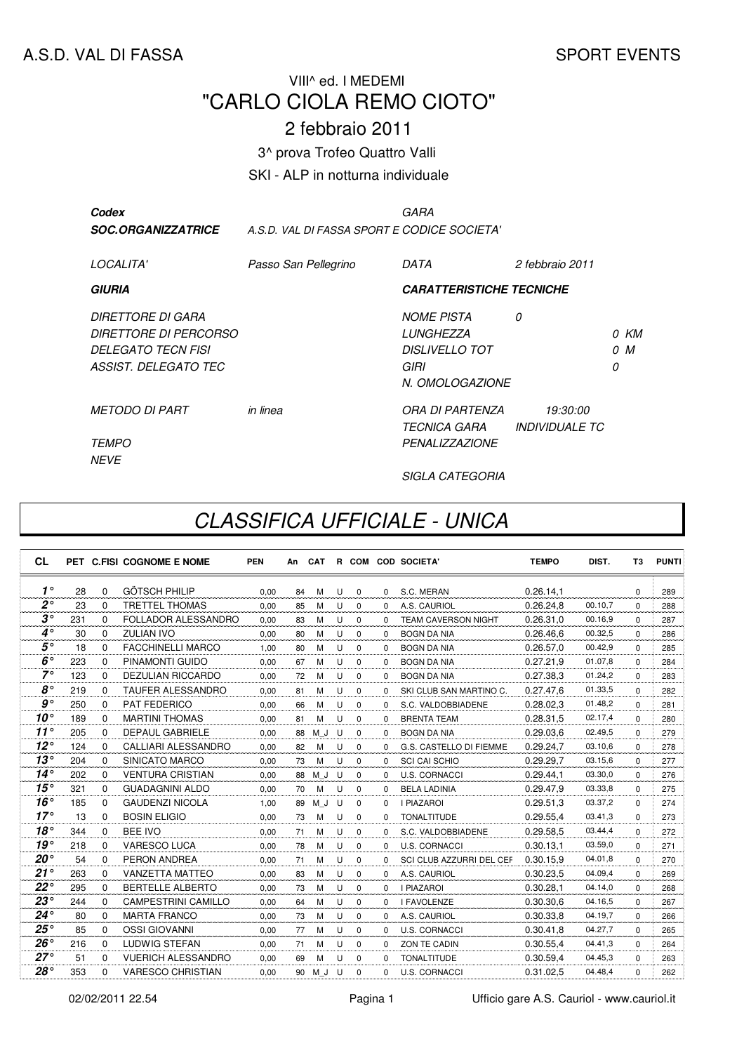A.S.D. VAL DI FASSA

SPORT EVENTS

VIII^ ed. I MEDEMI

# "CARLO CIOLA REMO CIOTO"

2 febbraio 2011

3^ prova Trofeo Quattro Valli

SKI - ALP in notturna individuale

| | | | |
|---|---|---|---|
| ***Codex*** | | *GARA* | |
| ***SOC.ORGANIZZATRICE*** | *A.S.D. VAL DI FASSA SPORT E CODICE SOCIETA'* | | |
| *LOCALITA'* | *Passo San Pellegrino* | *DATA* | *2 febbraio 2011* |
| ***GIURIA*** | | ***CARATTERISTICHE TECNICHE*** | |
| *DIRETTORE DI GARA* | | *NOME PISTA* | *0* |
| *DIRETTORE DI PERCORSO* | | *LUNGHEZZA* | *0 KM* |
| *DELEGATO TECN FISI* | | *DISLIVELLO TOT* | *0 M* |
| *ASSIST. DELEGATO TEC* | | *GIRI* | *0* |
| | | *N. OMOLOGAZIONE* | |
| *METODO DI PART* | *in linea* | *ORA DI PARTENZA* | *19:30:00* |
| | | *TECNICA GARA* | *INDIVIDUALE TC* |
| *TEMPO* | | *PENALIZZAZIONE* | |
| *NEVE* | | | |
| | | *SIGLA CATEGORIA* | |

## *CLASSIFICA UFFICIALE - UNICA*

| CL | PET | C.FISI | COGNOME E NOME | PEN | An | CAT | R | COM | COD | SOCIETA' | TEMPO | DIST. | T3 | PUNTI |
|---|---|---|---|---|---|---|---|---|---|---|---|---|---|---|
| 1° | 28 | 0 | GÖTSCH PHILIP | 0,00 | 84 | M | U | 0 | 0 | S.C. MERAN | 0.26.14,1 | | 0 | 289 |
| 2° | 23 | 0 | TRETTEL THOMAS | 0,00 | 85 | M | U | 0 | 0 | A.S. CAURIOL | 0.26.24,8 | 00.10,7 | 0 | 288 |
| 3° | 231 | 0 | FOLLADOR ALESSANDRO | 0,00 | 83 | M | U | 0 | 0 | TEAM CAVERSON NIGHT | 0.26.31,0 | 00.16,9 | 0 | 287 |
| 4° | 30 | 0 | ZULIAN IVO | 0,00 | 80 | M | U | 0 | 0 | BOGN DA NIA | 0.26.46,6 | 00.32,5 | 0 | 286 |
| 5° | 18 | 0 | FACCHINELLI MARCO | 1,00 | 80 | M | U | 0 | 0 | BOGN DA NIA | 0.26.57,0 | 00.42,9 | 0 | 285 |
| 6° | 223 | 0 | PINAMONTI GUIDO | 0,00 | 67 | M | U | 0 | 0 | BOGN DA NIA | 0.27.21,9 | 01.07,8 | 0 | 284 |
| 7° | 123 | 0 | DEZULIAN RICCARDO | 0,00 | 72 | M | U | 0 | 0 | BOGN DA NIA | 0.27.38,3 | 01.24,2 | 0 | 283 |
| 8° | 219 | 0 | TAUFER ALESSANDRO | 0,00 | 81 | M | U | 0 | 0 | SKI CLUB SAN MARTINO C. | 0.27.47,6 | 01.33,5 | 0 | 282 |
| 9° | 250 | 0 | PAT FEDERICO | 0,00 | 66 | M | U | 0 | 0 | S.C. VALDOBBIADENE | 0.28.02,3 | 01.48,2 | 0 | 281 |
| 10° | 189 | 0 | MARTINI THOMAS | 0,00 | 81 | M | U | 0 | 0 | BRENTA TEAM | 0.28.31,5 | 02.17,4 | 0 | 280 |
| 11° | 205 | 0 | DEPAUL GABRIELE | 0,00 | 88 | M_J | U | 0 | 0 | BOGN DA NIA | 0.29.03,6 | 02.49,5 | 0 | 279 |
| 12° | 124 | 0 | CALLIARI ALESSANDRO | 0,00 | 82 | M | U | 0 | 0 | G.S. CASTELLO DI FIEMME | 0.29.24,7 | 03.10,6 | 0 | 278 |
| 13° | 204 | 0 | SINICATO MARCO | 0,00 | 73 | M | U | 0 | 0 | SCI CAI SCHIO | 0.29.29,7 | 03.15,6 | 0 | 277 |
| 14° | 202 | 0 | VENTURA CRISTIAN | 0,00 | 88 | M_J | U | 0 | 0 | U.S. CORNACCI | 0.29.44,1 | 03.30,0 | 0 | 276 |
| 15° | 321 | 0 | GUADAGNINI ALDO | 0,00 | 70 | M | U | 0 | 0 | BELA LADINIA | 0.29.47,9 | 03.33,8 | 0 | 275 |
| 16° | 185 | 0 | GAUDENZI NICOLA | 1,00 | 89 | M_J | U | 0 | 0 | I PIAZAROI | 0.29.51,3 | 03.37,2 | 0 | 274 |
| 17° | 13 | 0 | BOSIN ELIGIO | 0,00 | 73 | M | U | 0 | 0 | TONALTITUDE | 0.29.55,4 | 03.41,3 | 0 | 273 |
| 18° | 344 | 0 | BEE IVO | 0,00 | 71 | M | U | 0 | 0 | S.C. VALDOBBIADENE | 0.29.58,5 | 03.44,4 | 0 | 272 |
| 19° | 218 | 0 | VARESCO LUCA | 0,00 | 78 | M | U | 0 | 0 | U.S. CORNACCI | 0.30.13,1 | 03.59,0 | 0 | 271 |
| 20° | 54 | 0 | PERON ANDREA | 0,00 | 71 | M | U | 0 | 0 | SCI CLUB AZZURRI DEL CEF | 0.30.15,9 | 04.01,8 | 0 | 270 |
| 21° | 263 | 0 | VANZETTA MATTEO | 0,00 | 83 | M | U | 0 | 0 | A.S. CAURIOL | 0.30.23,5 | 04.09,4 | 0 | 269 |
| 22° | 295 | 0 | BERTELLE ALBERTO | 0,00 | 73 | M | U | 0 | 0 | I PIAZAROI | 0.30.28,1 | 04.14,0 | 0 | 268 |
| 23° | 244 | 0 | CAMPESTRINI CAMILLO | 0,00 | 64 | M | U | 0 | 0 | I FAVOLENZE | 0.30.30,6 | 04.16,5 | 0 | 267 |
| 24° | 80 | 0 | MARTA FRANCO | 0,00 | 73 | M | U | 0 | 0 | A.S. CAURIOL | 0.30.33,8 | 04.19,7 | 0 | 266 |
| 25° | 85 | 0 | OSSI GIOVANNI | 0,00 | 77 | M | U | 0 | 0 | U.S. CORNACCI | 0.30.41,8 | 04.27,7 | 0 | 265 |
| 26° | 216 | 0 | LUDWIG STEFAN | 0,00 | 71 | M | U | 0 | 0 | ZON TE CADIN | 0.30.55,4 | 04.41,3 | 0 | 264 |
| 27° | 51 | 0 | VUERICH ALESSANDRO | 0,00 | 69 | M | U | 0 | 0 | TONALTITUDE | 0.30.59,4 | 04.45,3 | 0 | 263 |
| 28° | 353 | 0 | VARESCO CHRISTIAN | 0,00 | 90 | M_J | U | 0 | 0 | U.S. CORNACCI | 0.31.02,5 | 04.48,4 | 0 | 262 |

02/02/2011 22.54

Ufficio gare A.S. Cauriol - www.cauriol.it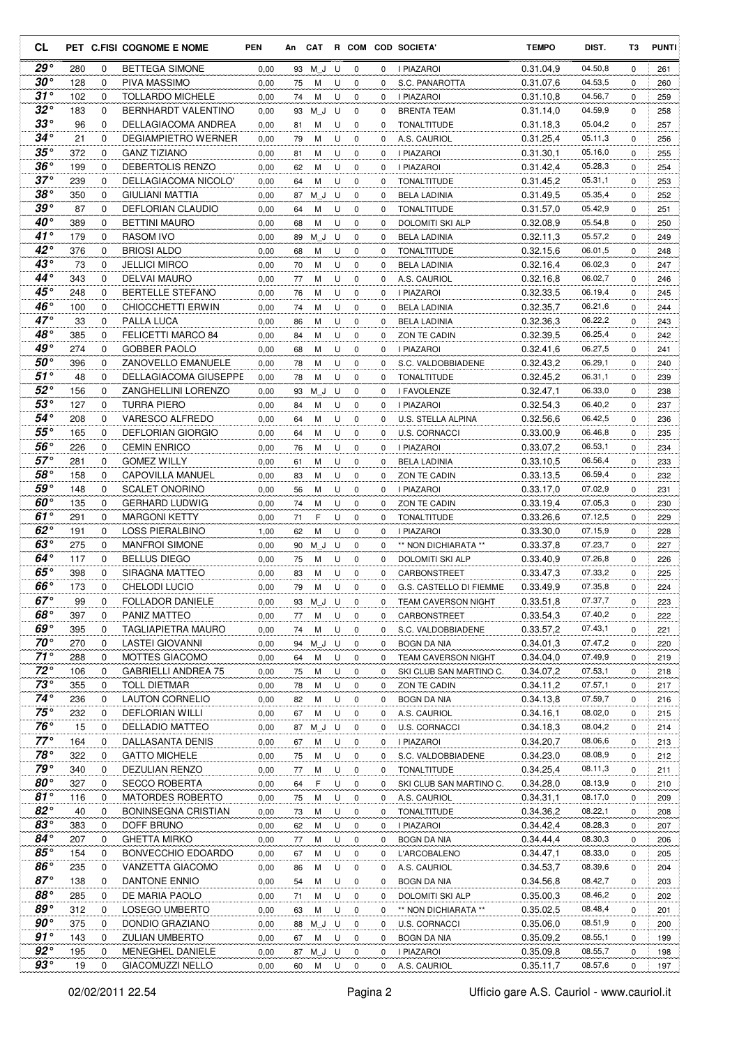| CL | PET | C.FISI | COGNOME E NOME | PEN | An | CAT | R | COM | COD | SOCIETA' | TEMPO | DIST. | T3 | PUNTI |
|---|---|---|---|---|---|---|---|---|---|---|---|---|---|---|
| 29° | 280 | 0 | BETTEGA SIMONE | 0,00 | 93 | M_J | U | 0 | 0 | I PIAZAROI | 0.31.04,9 | 04.50,8 | 0 | 261 |
| 30° | 128 | 0 | PIVA MASSIMO | 0,00 | 75 | M | U | 0 | 0 | S.C. PANAROTTA | 0.31.07,6 | 04.53,5 | 0 | 260 |
| 31° | 102 | 0 | TOLLARDO MICHELE | 0,00 | 74 | M | U | 0 | 0 | I PIAZAROI | 0.31.10,8 | 04.56,7 | 0 | 259 |
| 32° | 183 | 0 | BERNHARDT VALENTINO | 0,00 | 93 | M_J | U | 0 | 0 | BRENTA TEAM | 0.31.14,0 | 04.59,9 | 0 | 258 |
| 33° | 96 | 0 | DELLAGIACOMA ANDREA | 0,00 | 81 | M | U | 0 | 0 | TONALTITUDE | 0.31.18,3 | 05.04,2 | 0 | 257 |
| 34° | 21 | 0 | DEGIAMPIETRO WERNER | 0,00 | 79 | M | U | 0 | 0 | A.S. CAURIOL | 0.31.25,4 | 05.11,3 | 0 | 256 |
| 35° | 372 | 0 | GANZ TIZIANO | 0,00 | 81 | M | U | 0 | 0 | I PIAZAROI | 0.31.30,1 | 05.16,0 | 0 | 255 |
| 36° | 199 | 0 | DEBERTOLIS RENZO | 0,00 | 62 | M | U | 0 | 0 | I PIAZAROI | 0.31.42,4 | 05.28,3 | 0 | 254 |
| 37° | 239 | 0 | DELLAGIACOMA NICOLO' | 0,00 | 64 | M | U | 0 | 0 | TONALTITUDE | 0.31.45,2 | 05.31,1 | 0 | 253 |
| 38° | 350 | 0 | GIULIANI MATTIA | 0,00 | 87 | M_J | U | 0 | 0 | BELA LADINIA | 0.31.49,5 | 05.35,4 | 0 | 252 |
| 39° | 87 | 0 | DEFLORIAN CLAUDIO | 0,00 | 64 | M | U | 0 | 0 | TONALTITUDE | 0.31.57,0 | 05.42,9 | 0 | 251 |
| 40° | 389 | 0 | BETTINI MAURO | 0,00 | 68 | M | U | 0 | 0 | DOLOMITI SKI ALP | 0.32.08,9 | 05.54,8 | 0 | 250 |
| 41° | 179 | 0 | RASOM IVO | 0,00 | 89 | M_J | U | 0 | 0 | BELA LADINIA | 0.32.11,3 | 05.57,2 | 0 | 249 |
| 42° | 376 | 0 | BRIOSI ALDO | 0,00 | 68 | M | U | 0 | 0 | TONALTITUDE | 0.32.15,6 | 06.01,5 | 0 | 248 |
| 43° | 73 | 0 | JELLICI MIRCO | 0,00 | 70 | M | U | 0 | 0 | BELA LADINIA | 0.32.16,4 | 06.02,3 | 0 | 247 |
| 44° | 343 | 0 | DELVAI MAURO | 0,00 | 77 | M | U | 0 | 0 | A.S. CAURIOL | 0.32.16,8 | 06.02,7 | 0 | 246 |
| 45° | 248 | 0 | BERTELLE STEFANO | 0,00 | 76 | M | U | 0 | 0 | I PIAZAROI | 0.32.33,5 | 06.19,4 | 0 | 245 |
| 46° | 100 | 0 | CHIOCCHETTI ERWIN | 0,00 | 74 | M | U | 0 | 0 | BELA LADINIA | 0.32.35,7 | 06.21,6 | 0 | 244 |
| 47° | 33 | 0 | PALLA LUCA | 0,00 | 86 | M | U | 0 | 0 | BELA LADINIA | 0.32.36,3 | 06.22,2 | 0 | 243 |
| 48° | 385 | 0 | FELICETTI MARCO 84 | 0,00 | 84 | M | U | 0 | 0 | ZON TE CADIN | 0.32.39,5 | 06.25,4 | 0 | 242 |
| 49° | 274 | 0 | GOBBER PAOLO | 0,00 | 68 | M | U | 0 | 0 | I PIAZAROI | 0.32.41,6 | 06.27,5 | 0 | 241 |
| 50° | 396 | 0 | ZANOVELLO EMANUELE | 0,00 | 78 | M | U | 0 | 0 | S.C. VALDOBBIADENE | 0.32.43,2 | 06.29,1 | 0 | 240 |
| 51° | 48 | 0 | DELLAGIACOMA GIUSEPPE | 0,00 | 78 | M | U | 0 | 0 | TONALTITUDE | 0.32.45,2 | 06.31,1 | 0 | 239 |
| 52° | 156 | 0 | ZANGHELLINI LORENZO | 0,00 | 93 | M_J | U | 0 | 0 | I FAVOLENZE | 0.32.47,1 | 06.33,0 | 0 | 238 |
| 53° | 127 | 0 | TURRA PIERO | 0,00 | 84 | M | U | 0 | 0 | I PIAZAROI | 0.32.54,3 | 06.40,2 | 0 | 237 |
| 54° | 208 | 0 | VARESCO ALFREDO | 0,00 | 64 | M | U | 0 | 0 | U.S. STELLA ALPINA | 0.32.56,6 | 06.42,5 | 0 | 236 |
| 55° | 165 | 0 | DEFLORIAN GIORGIO | 0,00 | 64 | M | U | 0 | 0 | U.S. CORNACCI | 0.33.00,9 | 06.46,8 | 0 | 235 |
| 56° | 226 | 0 | CEMIN ENRICO | 0,00 | 76 | M | U | 0 | 0 | I PIAZAROI | 0.33.07,2 | 06.53,1 | 0 | 234 |
| 57° | 281 | 0 | GOMEZ WILLY | 0,00 | 61 | M | U | 0 | 0 | BELA LADINIA | 0.33.10,5 | 06.56,4 | 0 | 233 |
| 58° | 158 | 0 | CAPOVILLA MANUEL | 0,00 | 83 | M | U | 0 | 0 | ZON TE CADIN | 0.33.13,5 | 06.59,4 | 0 | 232 |
| 59° | 148 | 0 | SCALET ONORINO | 0,00 | 56 | M | U | 0 | 0 | I PIAZAROI | 0.33.17,0 | 07.02,9 | 0 | 231 |
| 60° | 135 | 0 | GERHARD LUDWIG | 0,00 | 74 | M | U | 0 | 0 | ZON TE CADIN | 0.33.19,4 | 07.05,3 | 0 | 230 |
| 61° | 291 | 0 | MARGONI KETTY | 0,00 | 71 | F | U | 0 | 0 | TONALTITUDE | 0.33.26,6 | 07.12,5 | 0 | 229 |
| 62° | 191 | 0 | LOSS PIERALBINO | 1,00 | 62 | M | U | 0 | 0 | I PIAZAROI | 0.33.30,0 | 07.15,9 | 0 | 228 |
| 63° | 275 | 0 | MANFROI SIMONE | 0,00 | 90 | M_J | U | 0 | 0 | ** NON DICHIARATA ** | 0.33.37,8 | 07.23,7 | 0 | 227 |
| 64° | 117 | 0 | BELLUS DIEGO | 0,00 | 75 | M | U | 0 | 0 | DOLOMITI SKI ALP | 0.33.40,9 | 07.26,8 | 0 | 226 |
| 65° | 398 | 0 | SIRAGNA MATTEO | 0,00 | 83 | M | U | 0 | 0 | CARBONSTREET | 0.33.47,3 | 07.33,2 | 0 | 225 |
| 66° | 173 | 0 | CHELODI LUCIO | 0,00 | 79 | M | U | 0 | 0 | G.S. CASTELLO DI FIEMME | 0.33.49,9 | 07.35,8 | 0 | 224 |
| 67° | 99 | 0 | FOLLADOR DANIELE | 0,00 | 93 | M_J | U | 0 | 0 | TEAM CAVERSON NIGHT | 0.33.51,8 | 07.37,7 | 0 | 223 |
| 68° | 397 | 0 | PANIZ MATTEO | 0,00 | 77 | M | U | 0 | 0 | CARBONSTREET | 0.33.54,3 | 07.40,2 | 0 | 222 |
| 69° | 395 | 0 | TAGLIAPIETRA MAURO | 0,00 | 74 | M | U | 0 | 0 | S.C. VALDOBBIADENE | 0.33.57,2 | 07.43,1 | 0 | 221 |
| 70° | 270 | 0 | LASTEI GIOVANNI | 0,00 | 94 | M_J | U | 0 | 0 | BOGN DA NIA | 0.34.01,3 | 07.47,2 | 0 | 220 |
| 71° | 288 | 0 | MOTTES GIACOMO | 0,00 | 64 | M | U | 0 | 0 | TEAM CAVERSON NIGHT | 0.34.04,0 | 07.49,9 | 0 | 219 |
| 72° | 106 | 0 | GABRIELLI ANDREA 75 | 0,00 | 75 | M | U | 0 | 0 | SKI CLUB SAN MARTINO C. | 0.34.07,2 | 07.53,1 | 0 | 218 |
| 73° | 355 | 0 | TOLL DIETMAR | 0,00 | 78 | M | U | 0 | 0 | ZON TE CADIN | 0.34.11,2 | 07.57,1 | 0 | 217 |
| 74° | 236 | 0 | LAUTON CORNELIO | 0,00 | 82 | M | U | 0 | 0 | BOGN DA NIA | 0.34.13,8 | 07.59,7 | 0 | 216 |
| 75° | 232 | 0 | DEFLORIAN WILLI | 0,00 | 67 | M | U | 0 | 0 | A.S. CAURIOL | 0.34.16,1 | 08.02,0 | 0 | 215 |
| 76° | 15 | 0 | DELLADIO MATTEO | 0,00 | 87 | M_J | U | 0 | 0 | U.S. CORNACCI | 0.34.18,3 | 08.04,2 | 0 | 214 |
| 77° | 164 | 0 | DALLASANTA DENIS | 0,00 | 67 | M | U | 0 | 0 | I PIAZAROI | 0.34.20,7 | 08.06,6 | 0 | 213 |
| 78° | 322 | 0 | GATTO MICHELE | 0,00 | 75 | M | U | 0 | 0 | S.C. VALDOBBIADENE | 0.34.23,0 | 08.08,9 | 0 | 212 |
| 79° | 340 | 0 | DEZULIAN RENZO | 0,00 | 77 | M | U | 0 | 0 | TONALTITUDE | 0.34.25,4 | 08.11,3 | 0 | 211 |
| 80° | 327 | 0 | SECCO ROBERTA | 0,00 | 64 | F | U | 0 | 0 | SKI CLUB SAN MARTINO C. | 0.34.28,0 | 08.13,9 | 0 | 210 |
| 81° | 116 | 0 | MATORDES ROBERTO | 0,00 | 75 | M | U | 0 | 0 | A.S. CAURIOL | 0.34.31,1 | 08.17,0 | 0 | 209 |
| 82° | 40 | 0 | BONINSEGNA CRISTIAN | 0,00 | 73 | M | U | 0 | 0 | TONALTITUDE | 0.34.36,2 | 08.22,1 | 0 | 208 |
| 83° | 383 | 0 | DOFF BRUNO | 0,00 | 62 | M | U | 0 | 0 | I PIAZAROI | 0.34.42,4 | 08.28,3 | 0 | 207 |
| 84° | 207 | 0 | GHETTA MIRKO | 0,00 | 77 | M | U | 0 | 0 | BOGN DA NIA | 0.34.44,4 | 08.30,3 | 0 | 206 |
| 85° | 154 | 0 | BONVECCHIO EDOARDO | 0,00 | 67 | M | U | 0 | 0 | L'ARCOBALENO | 0.34.47,1 | 08.33,0 | 0 | 205 |
| 86° | 235 | 0 | VANZETTA GIACOMO | 0,00 | 86 | M | U | 0 | 0 | A.S. CAURIOL | 0.34.53,7 | 08.39,6 | 0 | 204 |
| 87° | 138 | 0 | DANTONE ENNIO | 0,00 | 54 | M | U | 0 | 0 | BOGN DA NIA | 0.34.56,8 | 08.42,7 | 0 | 203 |
| 88° | 285 | 0 | DE MARIA PAOLO | 0,00 | 71 | M | U | 0 | 0 | DOLOMITI SKI ALP | 0.35.00,3 | 08.46,2 | 0 | 202 |
| 89° | 312 | 0 | LOSEGO UMBERTO | 0,00 | 63 | M | U | 0 | 0 | ** NON DICHIARATA ** | 0.35.02,5 | 08.48,4 | 0 | 201 |
| 90° | 375 | 0 | DONDIO GRAZIANO | 0,00 | 88 | M_J | U | 0 | 0 | U.S. CORNACCI | 0.35.06,0 | 08.51,9 | 0 | 200 |
| 91° | 143 | 0 | ZULIAN UMBERTO | 0,00 | 67 | M | U | 0 | 0 | BOGN DA NIA | 0.35.09,2 | 08.55,1 | 0 | 199 |
| 92° | 195 | 0 | MENEGHEL DANIELE | 0,00 | 87 | M_J | U | 0 | 0 | I PIAZAROI | 0.35.09,8 | 08.55,7 | 0 | 198 |
| 93° | 19 | 0 | GIACOMUZZI NELLO | 0,00 | 60 | M | U | 0 | 0 | A.S. CAURIOL | 0.35.11,7 | 08.57,6 | 0 | 197 |

02/02/2011 22.54 — Ufficio gare A.S. Cauriol - www.cauriol.it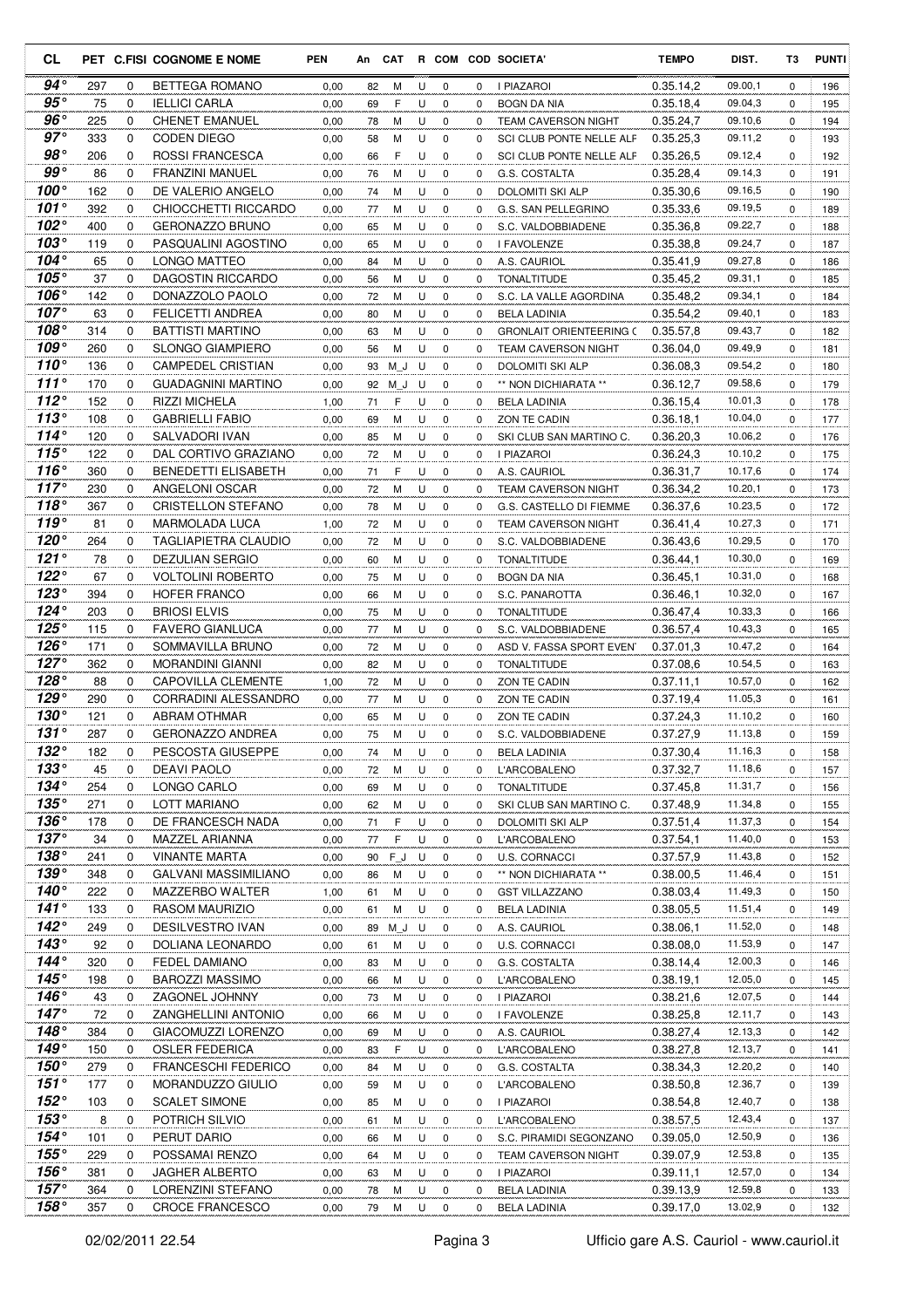| CL | PET | C.FISI | COGNOME E NOME | PEN | An | CAT | R | COM | COD | SOCIETA' | TEMPO | DIST. | T3 | PUNTI |
|---|---|---|---|---|---|---|---|---|---|---|---|---|---|---|
| 94° | 297 | 0 | BETTEGA ROMANO | 0,00 | 82 | M | U | 0 | 0 | I PIAZAROI | 0.35.14,2 | 09.00,1 | 0 | 196 |
| 95° | 75 | 0 | IELLICI CARLA | 0,00 | 69 | F | U | 0 | 0 | BOGN DA NIA | 0.35.18,4 | 09.04,3 | 0 | 195 |
| 96° | 225 | 0 | CHENET EMANUEL | 0,00 | 78 | M | U | 0 | 0 | TEAM CAVERSON NIGHT | 0.35.24,7 | 09.10,6 | 0 | 194 |
| 97° | 333 | 0 | CODEN DIEGO | 0,00 | 58 | M | U | 0 | 0 | SCI CLUB PONTE NELLE ALF | 0.35.25,3 | 09.11,2 | 0 | 193 |
| 98° | 206 | 0 | ROSSI FRANCESCA | 0,00 | 66 | F | U | 0 | 0 | SCI CLUB PONTE NELLE ALF | 0.35.26,5 | 09.12,4 | 0 | 192 |
| 99° | 86 | 0 | FRANZINI MANUEL | 0,00 | 76 | M | U | 0 | 0 | G.S. COSTALTA | 0.35.28,4 | 09.14,3 | 0 | 191 |
| 100° | 162 | 0 | DE VALERIO ANGELO | 0,00 | 74 | M | U | 0 | 0 | DOLOMITI SKI ALP | 0.35.30,6 | 09.16,5 | 0 | 190 |
| 101° | 392 | 0 | CHIOCCHETTI RICCARDO | 0,00 | 77 | M | U | 0 | 0 | G.S. SAN PELLEGRINO | 0.35.33,6 | 09.19,5 | 0 | 189 |
| 102° | 400 | 0 | GERONAZZO BRUNO | 0,00 | 65 | M | U | 0 | 0 | S.C. VALDOBBIADENE | 0.35.36,8 | 09.22,7 | 0 | 188 |
| 103° | 119 | 0 | PASQUALINI AGOSTINO | 0,00 | 65 | M | U | 0 | 0 | I FAVOLENZE | 0.35.38,8 | 09.24,7 | 0 | 187 |
| 104° | 65 | 0 | LONGO MATTEO | 0,00 | 84 | M | U | 0 | 0 | A.S. CAURIOL | 0.35.41,9 | 09.27,8 | 0 | 186 |
| 105° | 37 | 0 | DAGOSTIN RICCARDO | 0,00 | 56 | M | U | 0 | 0 | TONALTITUDE | 0.35.45,2 | 09.31,1 | 0 | 185 |
| 106° | 142 | 0 | DONAZZOLO PAOLO | 0,00 | 72 | M | U | 0 | 0 | S.C. LA VALLE AGORDINA | 0.35.48,2 | 09.34,1 | 0 | 184 |
| 107° | 63 | 0 | FELICETTI ANDREA | 0,00 | 80 | M | U | 0 | 0 | BELA LADINIA | 0.35.54,2 | 09.40,1 | 0 | 183 |
| 108° | 314 | 0 | BATTISTI MARTINO | 0,00 | 63 | M | U | 0 | 0 | GRONLAIT ORIENTEERING ( | 0.35.57,8 | 09.43,7 | 0 | 182 |
| 109° | 260 | 0 | SLONGO GIAMPIERO | 0,00 | 56 | M | U | 0 | 0 | TEAM CAVERSON NIGHT | 0.36.04,0 | 09.49,9 | 0 | 181 |
| 110° | 136 | 0 | CAMPEDEL CRISTIAN | 0,00 | 93 | M_J | U | 0 | 0 | DOLOMITI SKI ALP | 0.36.08,3 | 09.54,2 | 0 | 180 |
| 111° | 170 | 0 | GUADAGNINI MARTINO | 0,00 | 92 | M_J | U | 0 | 0 | ** NON DICHIARATA ** | 0.36.12,7 | 09.58,6 | 0 | 179 |
| 112° | 152 | 0 | RIZZI MICHELA | 1,00 | 71 | F | U | 0 | 0 | BELA LADINIA | 0.36.15,4 | 10.01,3 | 0 | 178 |
| 113° | 108 | 0 | GABRIELLI FABIO | 0,00 | 69 | M | U | 0 | 0 | ZON TE CADIN | 0.36.18,1 | 10.04,0 | 0 | 177 |
| 114° | 120 | 0 | SALVADORI IVAN | 0,00 | 85 | M | U | 0 | 0 | SKI CLUB SAN MARTINO C. | 0.36.20,3 | 10.06,2 | 0 | 176 |
| 115° | 122 | 0 | DAL CORTIVO GRAZIANO | 0,00 | 72 | M | U | 0 | 0 | I PIAZAROI | 0.36.24,3 | 10.10,2 | 0 | 175 |
| 116° | 360 | 0 | BENEDETTI ELISABETH | 0,00 | 71 | F | U | 0 | 0 | A.S. CAURIOL | 0.36.31,7 | 10.17,6 | 0 | 174 |
| 117° | 230 | 0 | ANGELONI OSCAR | 0,00 | 72 | M | U | 0 | 0 | TEAM CAVERSON NIGHT | 0.36.34,2 | 10.20,1 | 0 | 173 |
| 118° | 367 | 0 | CRISTELLON STEFANO | 0,00 | 78 | M | U | 0 | 0 | G.S. CASTELLO DI FIEMME | 0.36.37,6 | 10.23,5 | 0 | 172 |
| 119° | 81 | 0 | MARMOLADA LUCA | 1,00 | 72 | M | U | 0 | 0 | TEAM CAVERSON NIGHT | 0.36.41,4 | 10.27,3 | 0 | 171 |
| 120° | 264 | 0 | TAGLIAPIETRA CLAUDIO | 0,00 | 72 | M | U | 0 | 0 | S.C. VALDOBBIADENE | 0.36.43,6 | 10.29,5 | 0 | 170 |
| 121° | 78 | 0 | DEZULIAN SERGIO | 0,00 | 60 | M | U | 0 | 0 | TONALTITUDE | 0.36.44,1 | 10.30,0 | 0 | 169 |
| 122° | 67 | 0 | VOLTOLINI ROBERTO | 0,00 | 75 | M | U | 0 | 0 | BOGN DA NIA | 0.36.45,1 | 10.31,0 | 0 | 168 |
| 123° | 394 | 0 | HOFER FRANCO | 0,00 | 66 | M | U | 0 | 0 | S.C. PANAROTTA | 0.36.46,1 | 10.32,0 | 0 | 167 |
| 124° | 203 | 0 | BRIOSI ELVIS | 0,00 | 75 | M | U | 0 | 0 | TONALTITUDE | 0.36.47,4 | 10.33,3 | 0 | 166 |
| 125° | 115 | 0 | FAVERO GIANLUCA | 0,00 | 77 | M | U | 0 | 0 | S.C. VALDOBBIADENE | 0.36.57,4 | 10.43,3 | 0 | 165 |
| 126° | 171 | 0 | SOMMAVILLA BRUNO | 0,00 | 72 | M | U | 0 | 0 | ASD V. FASSA SPORT EVEN' | 0.37.01,3 | 10.47,2 | 0 | 164 |
| 127° | 362 | 0 | MORANDINI GIANNI | 0,00 | 82 | M | U | 0 | 0 | TONALTITUDE | 0.37.08,6 | 10.54,5 | 0 | 163 |
| 128° | 88 | 0 | CAPOVILLA CLEMENTE | 1,00 | 72 | M | U | 0 | 0 | ZON TE CADIN | 0.37.11,1 | 10.57,0 | 0 | 162 |
| 129° | 290 | 0 | CORRADINI ALESSANDRO | 0,00 | 77 | M | U | 0 | 0 | ZON TE CADIN | 0.37.19,4 | 11.05,3 | 0 | 161 |
| 130° | 121 | 0 | ABRAM OTHMAR | 0,00 | 65 | M | U | 0 | 0 | ZON TE CADIN | 0.37.24,3 | 11.10,2 | 0 | 160 |
| 131° | 287 | 0 | GERONAZZO ANDREA | 0,00 | 75 | M | U | 0 | 0 | S.C. VALDOBBIADENE | 0.37.27,9 | 11.13,8 | 0 | 159 |
| 132° | 182 | 0 | PESCOSTA GIUSEPPE | 0,00 | 74 | M | U | 0 | 0 | BELA LADINIA | 0.37.30,4 | 11.16,3 | 0 | 158 |
| 133° | 45 | 0 | DEAVI PAOLO | 0,00 | 72 | M | U | 0 | 0 | L'ARCOBALENO | 0.37.32,7 | 11.18,6 | 0 | 157 |
| 134° | 254 | 0 | LONGO CARLO | 0,00 | 69 | M | U | 0 | 0 | TONALTITUDE | 0.37.45,8 | 11.31,7 | 0 | 156 |
| 135° | 271 | 0 | LOTT MARIANO | 0,00 | 62 | M | U | 0 | 0 | SKI CLUB SAN MARTINO C. | 0.37.48,9 | 11.34,8 | 0 | 155 |
| 136° | 178 | 0 | DE FRANCESCH NADA | 0,00 | 71 | F | U | 0 | 0 | DOLOMITI SKI ALP | 0.37.51,4 | 11.37,3 | 0 | 154 |
| 137° | 34 | 0 | MAZZEL ARIANNA | 0,00 | 77 | F | U | 0 | 0 | L'ARCOBALENO | 0.37.54,1 | 11.40,0 | 0 | 153 |
| 138° | 241 | 0 | VINANTE MARTA | 0,00 | 90 | F_J | U | 0 | 0 | U.S. CORNACCI | 0.37.57,9 | 11.43,8 | 0 | 152 |
| 139° | 348 | 0 | GALVANI MASSIMILIANO | 0,00 | 86 | M | U | 0 | 0 | ** NON DICHIARATA ** | 0.38.00,5 | 11.46,4 | 0 | 151 |
| 140° | 222 | 0 | MAZZERBO WALTER | 1,00 | 61 | M | U | 0 | 0 | GST VILLAZZANO | 0.38.03,4 | 11.49,3 | 0 | 150 |
| 141° | 133 | 0 | RASOM MAURIZIO | 0,00 | 61 | M | U | 0 | 0 | BELA LADINIA | 0.38.05,5 | 11.51,4 | 0 | 149 |
| 142° | 249 | 0 | DESILVESTRO IVAN | 0,00 | 89 | M_J | U | 0 | 0 | A.S. CAURIOL | 0.38.06,1 | 11.52,0 | 0 | 148 |
| 143° | 92 | 0 | DOLIANA LEONARDO | 0,00 | 61 | M | U | 0 | 0 | U.S. CORNACCI | 0.38.08,0 | 11.53,9 | 0 | 147 |
| 144° | 320 | 0 | FEDEL DAMIANO | 0,00 | 83 | M | U | 0 | 0 | G.S. COSTALTA | 0.38.14,4 | 12.00,3 | 0 | 146 |
| 145° | 198 | 0 | BAROZZI MASSIMO | 0,00 | 66 | M | U | 0 | 0 | L'ARCOBALENO | 0.38.19,1 | 12.05,0 | 0 | 145 |
| 146° | 43 | 0 | ZAGONEL JOHNNY | 0,00 | 73 | M | U | 0 | 0 | I PIAZAROI | 0.38.21,6 | 12.07,5 | 0 | 144 |
| 147° | 72 | 0 | ZANGHELLINI ANTONIO | 0,00 | 66 | M | U | 0 | 0 | I FAVOLENZE | 0.38.25,8 | 12.11,7 | 0 | 143 |
| 148° | 384 | 0 | GIACOMUZZI LORENZO | 0,00 | 69 | M | U | 0 | 0 | A.S. CAURIOL | 0.38.27,4 | 12.13,3 | 0 | 142 |
| 149° | 150 | 0 | OSLER FEDERICA | 0,00 | 83 | F | U | 0 | 0 | L'ARCOBALENO | 0.38.27,8 | 12.13,7 | 0 | 141 |
| 150° | 279 | 0 | FRANCESCHI FEDERICO | 0,00 | 84 | M | U | 0 | 0 | G.S. COSTALTA | 0.38.34,3 | 12.20,2 | 0 | 140 |
| 151° | 177 | 0 | MORANDUZZO GIULIO | 0,00 | 59 | M | U | 0 | 0 | L'ARCOBALENO | 0.38.50,8 | 12.36,7 | 0 | 139 |
| 152° | 103 | 0 | SCALET SIMONE | 0,00 | 85 | M | U | 0 | 0 | I PIAZAROI | 0.38.54,8 | 12.40,7 | 0 | 138 |
| 153° | 8 | 0 | POTRICH SILVIO | 0,00 | 61 | M | U | 0 | 0 | L'ARCOBALENO | 0.38.57,5 | 12.43,4 | 0 | 137 |
| 154° | 101 | 0 | PERUT DARIO | 0,00 | 66 | M | U | 0 | 0 | S.C. PIRAMIDI SEGONZANO | 0.39.05,0 | 12.50,9 | 0 | 136 |
| 155° | 229 | 0 | POSSAMAI RENZO | 0,00 | 64 | M | U | 0 | 0 | TEAM CAVERSON NIGHT | 0.39.07,9 | 12.53,8 | 0 | 135 |
| 156° | 381 | 0 | JAGHER ALBERTO | 0,00 | 63 | M | U | 0 | 0 | I PIAZAROI | 0.39.11,1 | 12.57,0 | 0 | 134 |
| 157° | 364 | 0 | LORENZINI STEFANO | 0,00 | 78 | M | U | 0 | 0 | BELA LADINIA | 0.39.13,9 | 12.59,8 | 0 | 133 |
| 158° | 357 | 0 | CROCE FRANCESCO | 0,00 | 79 | M | U | 0 | 0 | BELA LADINIA | 0.39.17,0 | 13.02,9 | 0 | 132 |

02/02/2011 22.54 Ufficio gare A.S. Cauriol - www.cauriol.it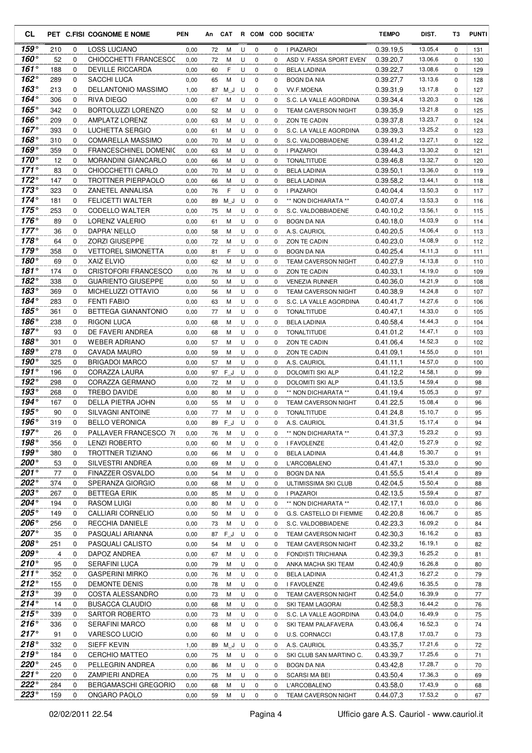| CL | PET | C.FISI | COGNOME E NOME | PEN | An | CAT | R | COM | COD | SOCIETA' | TEMPO | DIST. | T3 | PUNTI |
|---|---|---|---|---|---|---|---|---|---|---|---|---|---|---|
| 159° | 210 | 0 | LOSS LUCIANO | 0,00 | 72 | M | U | 0 | 0 | I PIAZAROI | 0.39.19,5 | 13.05,4 | 0 | 131 |
| 160° | 52 | 0 | CHIOCCHETTI FRANCESCO | 0,00 | 72 | M | U | 0 | 0 | ASD V. FASSA SPORT EVEN | 0.39.20,7 | 13.06,6 | 0 | 130 |
| 161° | 188 | 0 | DEVILLE RICCARDA | 0,00 | 60 | F | U | 0 | 0 | BELA LADINIA | 0.39.22,7 | 13.08,6 | 0 | 129 |
| 162° | 289 | 0 | SACCHI LUCA | 0,00 | 65 | M | U | 0 | 0 | BOGN DA NIA | 0.39.27,7 | 13.13,6 | 0 | 128 |
| 163° | 213 | 0 | DELLANTONIO MASSIMO | 1,00 | 87 | M_J | U | 0 | 0 | VV.F.MOENA | 0.39.31,9 | 13.17,8 | 0 | 127 |
| 164° | 306 | 0 | RIVA DIEGO | 0,00 | 67 | M | U | 0 | 0 | S.C. LA VALLE AGORDINA | 0.39.34,4 | 13.20,3 | 0 | 126 |
| 165° | 342 | 0 | BORTOLUZZI LORENZO | 0,00 | 52 | M | U | 0 | 0 | TEAM CAVERSON NIGHT | 0.39.35,9 | 13.21,8 | 0 | 125 |
| 166° | 209 | 0 | AMPLATZ LORENZ | 0,00 | 63 | M | U | 0 | 0 | ZON TE CADIN | 0.39.37,8 | 13.23,7 | 0 | 124 |
| 167° | 393 | 0 | LUCHETTA SERGIO | 0,00 | 61 | M | U | 0 | 0 | S.C. LA VALLE AGORDINA | 0.39.39,3 | 13.25,2 | 0 | 123 |
| 168° | 310 | 0 | COMARELLA MASSIMO | 0,00 | 70 | M | U | 0 | 0 | S.C. VALDOBBIADENE | 0.39.41,2 | 13.27,1 | 0 | 122 |
| 169° | 359 | 0 | FRANCESCHINEL DOMENIC | 0,00 | 63 | M | U | 0 | 0 | I PIAZAROI | 0.39.44,3 | 13.30,2 | 0 | 121 |
| 170° | 12 | 0 | MORANDINI GIANCARLO | 0,00 | 66 | M | U | 0 | 0 | TONALTITUDE | 0.39.46,8 | 13.32,7 | 0 | 120 |
| 171° | 83 | 0 | CHIOCCHETTI CARLO | 0,00 | 70 | M | U | 0 | 0 | BELA LADINIA | 0.39.50,1 | 13.36,0 | 0 | 119 |
| 172° | 147 | 0 | TROTTNER PIERPAOLO | 0,00 | 66 | M | U | 0 | 0 | BELA LADINIA | 0.39.58,2 | 13.44,1 | 0 | 118 |
| 173° | 323 | 0 | ZANETEL ANNALISA | 0,00 | 76 | F | U | 0 | 0 | I PIAZAROI | 0.40.04,4 | 13.50,3 | 0 | 117 |
| 174° | 181 | 0 | FELICETTI WALTER | 0,00 | 89 | M_J | U | 0 | 0 | ** NON DICHIARATA ** | 0.40.07,4 | 13.53,3 | 0 | 116 |
| 175° | 253 | 0 | CODELLO WALTER | 0,00 | 75 | M | U | 0 | 0 | S.C. VALDOBBIADENE | 0.40.10,2 | 13.56,1 | 0 | 115 |
| 176° | 89 | 0 | LORENZ VALERIO | 0,00 | 61 | M | U | 0 | 0 | BOGN DA NIA | 0.40.18,0 | 14.03,9 | 0 | 114 |
| 177° | 36 | 0 | DAPRA' NELLO | 0,00 | 58 | M | U | 0 | 0 | A.S. CAURIOL | 0.40.20,5 | 14.06,4 | 0 | 113 |
| 178° | 64 | 0 | ZORZI GIUSEPPE | 0,00 | 72 | M | U | 0 | 0 | ZON TE CADIN | 0.40.23,0 | 14.08,9 | 0 | 112 |
| 179° | 358 | 0 | VETTOREL SIMONETTA | 0,00 | 81 | F | U | 0 | 0 | BOGN DA NIA | 0.40.25,4 | 14.11,3 | 0 | 111 |
| 180° | 69 | 0 | XAIZ ELVIO | 0,00 | 62 | M | U | 0 | 0 | TEAM CAVERSON NIGHT | 0.40.27,9 | 14.13,8 | 0 | 110 |
| 181° | 174 | 0 | CRISTOFORI FRANCESCO | 0,00 | 76 | M | U | 0 | 0 | ZON TE CADIN | 0.40.33,1 | 14.19,0 | 0 | 109 |
| 182° | 338 | 0 | GUARIENTO GIUSEPPE | 0,00 | 50 | M | U | 0 | 0 | VENEZIA RUNNER | 0.40.36,0 | 14.21,9 | 0 | 108 |
| 183° | 369 | 0 | MICHELUZZI OTTAVIO | 0,00 | 56 | M | U | 0 | 0 | TEAM CAVERSON NIGHT | 0.40.38,9 | 14.24,8 | 0 | 107 |
| 184° | 283 | 0 | FENTI FABIO | 0,00 | 63 | M | U | 0 | 0 | S.C. LA VALLE AGORDINA | 0.40.41,7 | 14.27,6 | 0 | 106 |
| 185° | 361 | 0 | BETTEGA GIANANTONIO | 0,00 | 77 | M | U | 0 | 0 | TONALTITUDE | 0.40.47,1 | 14.33,0 | 0 | 105 |
| 186° | 238 | 0 | RIGONI LUCA | 0,00 | 68 | M | U | 0 | 0 | BELA LADINIA | 0.40.58,4 | 14.44,3 | 0 | 104 |
| 187° | 93 | 0 | DE FAVERI ANDREA | 0,00 | 68 | M | U | 0 | 0 | TONALTITUDE | 0.41.01,2 | 14.47,1 | 0 | 103 |
| 188° | 301 | 0 | WEBER ADRIANO | 0,00 | 57 | M | U | 0 | 0 | ZON TE CADIN | 0.41.06,4 | 14.52,3 | 0 | 102 |
| 189° | 278 | 0 | CAVADA MAURO | 0,00 | 59 | M | U | 0 | 0 | ZON TE CADIN | 0.41.09,1 | 14.55,0 | 0 | 101 |
| 190° | 325 | 0 | BRIGADOI MARCO | 0,00 | 57 | M | U | 0 | 0 | A.S. CAURIOL | 0.41.11,1 | 14.57,0 | 0 | 100 |
| 191° | 196 | 0 | CORAZZA LAURA | 0,00 | 97 | F_J | U | 0 | 0 | DOLOMITI SKI ALP | 0.41.12,2 | 14.58,1 | 0 | 99 |
| 192° | 298 | 0 | CORAZZA GERMANO | 0,00 | 72 | M | U | 0 | 0 | DOLOMITI SKI ALP | 0.41.13,5 | 14.59,4 | 0 | 98 |
| 193° | 268 | 0 | TREBO DAVIDE | 0,00 | 80 | M | U | 0 | 0 | ** NON DICHIARATA ** | 0.41.19,4 | 15.05,3 | 0 | 97 |
| 194° | 167 | 0 | DELLA PIETRA JOHN | 0,00 | 55 | M | U | 0 | 0 | TEAM CAVERSON NIGHT | 0.41.22,5 | 15.08,4 | 0 | 96 |
| 195° | 90 | 0 | SILVAGNI ANTOINE | 0,00 | 77 | M | U | 0 | 0 | TONALTITUDE | 0.41.24,8 | 15.10,7 | 0 | 95 |
| 196° | 319 | 0 | BELLO VERONICA | 0,00 | 89 | F_J | U | 0 | 0 | A.S. CAURIOL | 0.41.31,5 | 15.17,4 | 0 | 94 |
| 197° | 26 | 0 | PALLAVER FRANCESCO 76 | 0,00 | 76 | M | U | 0 | 0 | ** NON DICHIARATA ** | 0.41.37,3 | 15.23,2 | 0 | 93 |
| 198° | 356 | 0 | LENZI ROBERTO | 0,00 | 60 | M | U | 0 | 0 | I FAVOLENZE | 0.41.42,0 | 15.27,9 | 0 | 92 |
| 199° | 380 | 0 | TROTTNER TIZIANO | 0,00 | 66 | M | U | 0 | 0 | BELA LADINIA | 0.41.44,8 | 15.30,7 | 0 | 91 |
| 200° | 53 | 0 | SILVESTRI ANDREA | 0,00 | 69 | M | U | 0 | 0 | L'ARCOBALENO | 0.41.47,1 | 15.33,0 | 0 | 90 |
| 201° | 77 | 0 | FINAZZER OSVALDO | 0,00 | 54 | M | U | 0 | 0 | BOGN DA NIA | 0.41.55,5 | 15.41,4 | 0 | 89 |
| 202° | 374 | 0 | SPERANZA GIORGIO | 0,00 | 68 | M | U | 0 | 0 | ULTIMISSIMA SKI CLUB | 0.42.04,5 | 15.50,4 | 0 | 88 |
| 203° | 267 | 0 | BETTEGA ERIK | 0,00 | 85 | M | U | 0 | 0 | I PIAZAROI | 0.42.13,5 | 15.59,4 | 0 | 87 |
| 204° | 194 | 0 | RASOM LUIGI | 0,00 | 80 | M | U | 0 | 0 | ** NON DICHIARATA ** | 0.42.17,1 | 16.03,0 | 0 | 86 |
| 205° | 149 | 0 | CALLIARI CORNELIO | 0,00 | 50 | M | U | 0 | 0 | G.S. CASTELLO DI FIEMME | 0.42.20,8 | 16.06,7 | 0 | 85 |
| 206° | 256 | 0 | RECCHIA DANIELE | 0,00 | 73 | M | U | 0 | 0 | S.C. VALDOBBIADENE | 0.42.23,3 | 16.09,2 | 0 | 84 |
| 207° | 35 | 0 | PASQUALI ARIANNA | 0,00 | 87 | F_J | U | 0 | 0 | TEAM CAVERSON NIGHT | 0.42.30,3 | 16.16,2 | 0 | 83 |
| 208° | 251 | 0 | PASQUALI CALISTO | 0,00 | 54 | M | U | 0 | 0 | TEAM CAVERSON NIGHT | 0.42.33,2 | 16.19,1 | 0 | 82 |
| 209° | 4 | 0 | DAPOZ ANDREA | 0,00 | 67 | M | U | 0 | 0 | FONDISTI TRICHIANA | 0.42.39,3 | 16.25,2 | 0 | 81 |
| 210° | 95 | 0 | SERAFINI LUCA | 0,00 | 79 | M | U | 0 | 0 | ANKA MACHA SKI TEAM | 0.42.40,9 | 16.26,8 | 0 | 80 |
| 211° | 352 | 0 | GASPERINI MIRKO | 0,00 | 76 | M | U | 0 | 0 | BELA LADINIA | 0.42.41,3 | 16.27,2 | 0 | 79 |
| 212° | 155 | 0 | DEMONTE DENIS | 0,00 | 78 | M | U | 0 | 0 | I FAVOLENZE | 0.42.49,6 | 16.35,5 | 0 | 78 |
| 213° | 39 | 0 | COSTA ALESSANDRO | 0,00 | 73 | M | U | 0 | 0 | TEAM CAVERSON NIGHT | 0.42.54,0 | 16.39,9 | 0 | 77 |
| 214° | 14 | 0 | BUSACCA CLAUDIO | 0,00 | 68 | M | U | 0 | 0 | SKI TEAM LAGORAI | 0.42.58,3 | 16.44,2 | 0 | 76 |
| 215° | 339 | 0 | SARTOR ROBERTO | 0,00 | 73 | M | U | 0 | 0 | S.C. LA VALLE AGORDINA | 0.43.04,0 | 16.49,9 | 0 | 75 |
| 216° | 336 | 0 | SERAFINI MARCO | 0,00 | 68 | M | U | 0 | 0 | SKI TEAM PALAFAVERA | 0.43.06,4 | 16.52,3 | 0 | 74 |
| 217° | 91 | 0 | VARESCO LUCIO | 0,00 | 60 | M | U | 0 | 0 | U.S. CORNACCI | 0.43.17,8 | 17.03,7 | 0 | 73 |
| 218° | 332 | 0 | SIEFF KEVIN | 1,00 | 89 | M_J | U | 0 | 0 | A.S. CAURIOL | 0.43.35,7 | 17.21,6 | 0 | 72 |
| 219° | 184 | 0 | CERCHIO MATTEO | 0,00 | 75 | M | U | 0 | 0 | SKI CLUB SAN MARTINO C. | 0.43.39,7 | 17.25,6 | 0 | 71 |
| 220° | 245 | 0 | PELLEGRIN ANDREA | 0,00 | 86 | M | U | 0 | 0 | BOGN DA NIA | 0.43.42,8 | 17.28,7 | 0 | 70 |
| 221° | 220 | 0 | ZAMPIERI ANDREA | 0,00 | 75 | M | U | 0 | 0 | SCARSI MA BEI | 0.43.50,4 | 17.36,3 | 0 | 69 |
| 222° | 284 | 0 | BERGAMASCHI GREGORIO | 0,00 | 68 | M | U | 0 | 0 | L'ARCOBALENO | 0.43.58,0 | 17.43,9 | 0 | 68 |
| 223° | 159 | 0 | ONGARO PAOLO | 0,00 | 59 | M | U | 0 | 0 | TEAM CAVERSON NIGHT | 0.44.07,3 | 17.53,2 | 0 | 67 |

02/02/2011 22.54 — Ufficio gare A.S. Cauriol - www.cauriol.it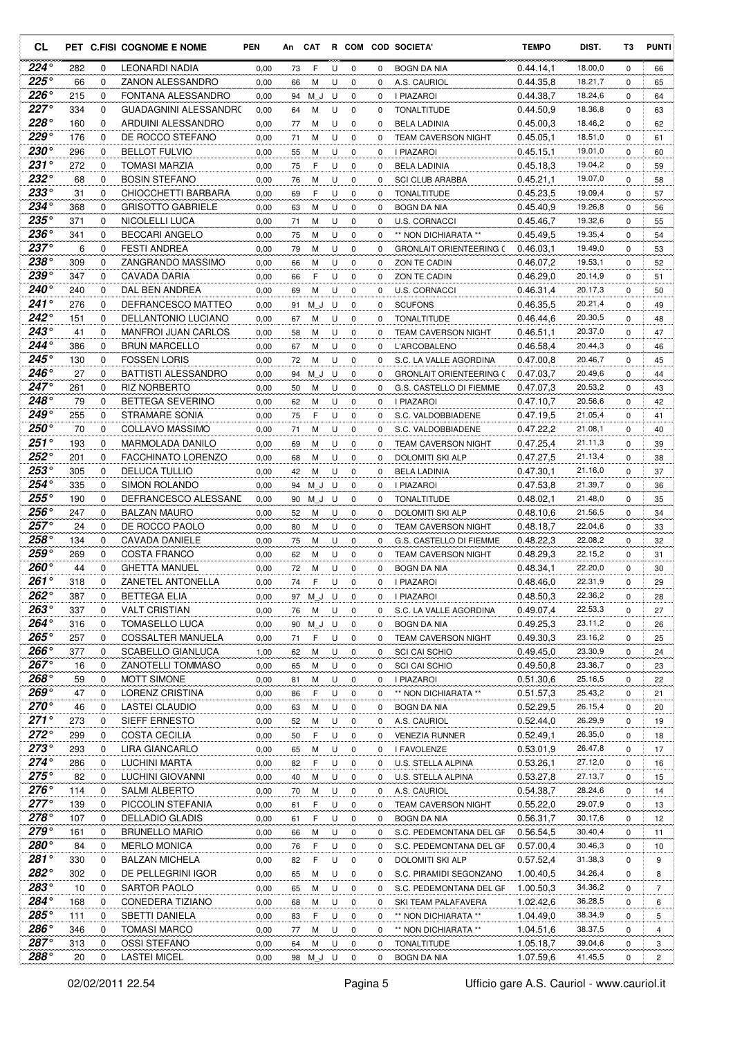| CL | PET | C.FISI | COGNOME E NOME | PEN | An | CAT | R | COM | COD | SOCIETA' | TEMPO | DIST. | T3 | PUNTI |
|---|---|---|---|---|---|---|---|---|---|---|---|---|---|---|
| 224° | 282 | 0 | LEONARDI NADIA | 0,00 | 73 | F | U | 0 | 0 | BOGN DA NIA | 0.44.14,1 | 18.00,0 | 0 | 66 |
| 225° | 66 | 0 | ZANON ALESSANDRO | 0,00 | 66 | M | U | 0 | 0 | A.S. CAURIOL | 0.44.35,8 | 18.21,7 | 0 | 65 |
| 226° | 215 | 0 | FONTANA ALESSANDRO | 0,00 | 94 | M_J | U | 0 | 0 | I PIAZAROI | 0.44.38,7 | 18.24,6 | 0 | 64 |
| 227° | 334 | 0 | GUADAGNINI ALESSANDRC | 0,00 | 64 | M | U | 0 | 0 | TONALTITUDE | 0.44.50,9 | 18.36,8 | 0 | 63 |
| 228° | 160 | 0 | ARDUINI ALESSANDRO | 0,00 | 77 | M | U | 0 | 0 | BELA LADINIA | 0.45.00,3 | 18.46,2 | 0 | 62 |
| 229° | 176 | 0 | DE ROCCO STEFANO | 0,00 | 71 | M | U | 0 | 0 | TEAM CAVERSON NIGHT | 0.45.05,1 | 18.51,0 | 0 | 61 |
| 230° | 296 | 0 | BELLOT FULVIO | 0,00 | 55 | M | U | 0 | 0 | I PIAZAROI | 0.45.15,1 | 19.01,0 | 0 | 60 |
| 231° | 272 | 0 | TOMASI MARZIA | 0,00 | 75 | F | U | 0 | 0 | BELA LADINIA | 0.45.18,3 | 19.04,2 | 0 | 59 |
| 232° | 68 | 0 | BOSIN STEFANO | 0,00 | 76 | M | U | 0 | 0 | SCI CLUB ARABBA | 0.45.21,1 | 19.07,0 | 0 | 58 |
| 233° | 31 | 0 | CHIOCCHETTI BARBARA | 0,00 | 69 | F | U | 0 | 0 | TONALTITUDE | 0.45.23,5 | 19.09,4 | 0 | 57 |
| 234° | 368 | 0 | GRISOTTO GABRIELE | 0,00 | 63 | M | U | 0 | 0 | BOGN DA NIA | 0.45.40,9 | 19.26,8 | 0 | 56 |
| 235° | 371 | 0 | NICOLELLI LUCA | 0,00 | 71 | M | U | 0 | 0 | U.S. CORNACCI | 0.45.46,7 | 19.32,6 | 0 | 55 |
| 236° | 341 | 0 | BECCARI ANGELO | 0,00 | 75 | M | U | 0 | 0 | ** NON DICHIARATA ** | 0.45.49,5 | 19.35,4 | 0 | 54 |
| 237° | 6 | 0 | FESTI ANDREA | 0,00 | 79 | M | U | 0 | 0 | GRONLAIT ORIENTEERING ( | 0.46.03,1 | 19.49,0 | 0 | 53 |
| 238° | 309 | 0 | ZANGRANDO MASSIMO | 0,00 | 66 | M | U | 0 | 0 | ZON TE CADIN | 0.46.07,2 | 19.53,1 | 0 | 52 |
| 239° | 347 | 0 | CAVADA DARIA | 0,00 | 66 | F | U | 0 | 0 | ZON TE CADIN | 0.46.29,0 | 20.14,9 | 0 | 51 |
| 240° | 240 | 0 | DAL BEN ANDREA | 0,00 | 69 | M | U | 0 | 0 | U.S. CORNACCI | 0.46.31,4 | 20.17,3 | 0 | 50 |
| 241° | 276 | 0 | DEFRANCESCO MATTEO | 0,00 | 91 | M_J | U | 0 | 0 | SCUFONS | 0.46.35,5 | 20.21,4 | 0 | 49 |
| 242° | 151 | 0 | DELLANTONIO LUCIANO | 0,00 | 67 | M | U | 0 | 0 | TONALTITUDE | 0.46.44,6 | 20.30,5 | 0 | 48 |
| 243° | 41 | 0 | MANFROI JUAN CARLOS | 0,00 | 58 | M | U | 0 | 0 | TEAM CAVERSON NIGHT | 0.46.51,1 | 20.37,0 | 0 | 47 |
| 244° | 386 | 0 | BRUN MARCELLO | 0,00 | 67 | M | U | 0 | 0 | L'ARCOBALENO | 0.46.58,4 | 20.44,3 | 0 | 46 |
| 245° | 130 | 0 | FOSSEN LORIS | 0,00 | 72 | M | U | 0 | 0 | S.C. LA VALLE AGORDINA | 0.47.00,8 | 20.46,7 | 0 | 45 |
| 246° | 27 | 0 | BATTISTI ALESSANDRO | 0,00 | 94 | M_J | U | 0 | 0 | GRONLAIT ORIENTEERING ( | 0.47.03,7 | 20.49,6 | 0 | 44 |
| 247° | 261 | 0 | RIZ NORBERTO | 0,00 | 50 | M | U | 0 | 0 | G.S. CASTELLO DI FIEMME | 0.47.07,3 | 20.53,2 | 0 | 43 |
| 248° | 79 | 0 | BETTEGA SEVERINO | 0,00 | 62 | M | U | 0 | 0 | I PIAZAROI | 0.47.10,7 | 20.56,6 | 0 | 42 |
| 249° | 255 | 0 | STRAMARE SONIA | 0,00 | 75 | F | U | 0 | 0 | S.C. VALDOBBIADENE | 0.47.19,5 | 21.05,4 | 0 | 41 |
| 250° | 70 | 0 | COLLAVO MASSIMO | 0,00 | 71 | M | U | 0 | 0 | S.C. VALDOBBIADENE | 0.47.22,2 | 21.08,1 | 0 | 40 |
| 251° | 193 | 0 | MARMOLADA DANILO | 0,00 | 69 | M | U | 0 | 0 | TEAM CAVERSON NIGHT | 0.47.25,4 | 21.11,3 | 0 | 39 |
| 252° | 201 | 0 | FACCHINATO LORENZO | 0,00 | 68 | M | U | 0 | 0 | DOLOMITI SKI ALP | 0.47.27,5 | 21.13,4 | 0 | 38 |
| 253° | 305 | 0 | DELUCA TULLIO | 0,00 | 42 | M | U | 0 | 0 | BELA LADINIA | 0.47.30,1 | 21.16,0 | 0 | 37 |
| 254° | 335 | 0 | SIMON ROLANDO | 0,00 | 94 | M_J | U | 0 | 0 | I PIAZAROI | 0.47.53,8 | 21.39,7 | 0 | 36 |
| 255° | 190 | 0 | DEFRANCESCO ALESSANL | 0,00 | 90 | M_J | U | 0 | 0 | TONALTITUDE | 0.48.02,1 | 21.48,0 | 0 | 35 |
| 256° | 247 | 0 | BALZAN MAURO | 0,00 | 52 | M | U | 0 | 0 | DOLOMITI SKI ALP | 0.48.10,6 | 21.56,5 | 0 | 34 |
| 257° | 24 | 0 | DE ROCCO PAOLO | 0,00 | 80 | M | U | 0 | 0 | TEAM CAVERSON NIGHT | 0.48.18,7 | 22.04,6 | 0 | 33 |
| 258° | 134 | 0 | CAVADA DANIELE | 0,00 | 75 | M | U | 0 | 0 | G.S. CASTELLO DI FIEMME | 0.48.22,3 | 22.08,2 | 0 | 32 |
| 259° | 269 | 0 | COSTA FRANCO | 0,00 | 62 | M | U | 0 | 0 | TEAM CAVERSON NIGHT | 0.48.29,3 | 22.15,2 | 0 | 31 |
| 260° | 44 | 0 | GHETTA MANUEL | 0,00 | 72 | M | U | 0 | 0 | BOGN DA NIA | 0.48.34,1 | 22.20,0 | 0 | 30 |
| 261° | 318 | 0 | ZANETEL ANTONELLA | 0,00 | 74 | F | U | 0 | 0 | I PIAZAROI | 0.48.46,0 | 22.31,9 | 0 | 29 |
| 262° | 387 | 0 | BETTEGA ELIA | 0,00 | 97 | M_J | U | 0 | 0 | I PIAZAROI | 0.48.50,3 | 22.36,2 | 0 | 28 |
| 263° | 337 | 0 | VALT CRISTIAN | 0,00 | 76 | M | U | 0 | 0 | S.C. LA VALLE AGORDINA | 0.49.07,4 | 22.53,3 | 0 | 27 |
| 264° | 316 | 0 | TOMASELLO LUCA | 0,00 | 90 | M_J | U | 0 | 0 | BOGN DA NIA | 0.49.25,3 | 23.11,2 | 0 | 26 |
| 265° | 257 | 0 | COSSALTER MANUELA | 0,00 | 71 | F | U | 0 | 0 | TEAM CAVERSON NIGHT | 0.49.30,3 | 23.16,2 | 0 | 25 |
| 266° | 377 | 0 | SCABELLO GIANLUCA | 1,00 | 62 | M | U | 0 | 0 | SCI CAI SCHIO | 0.49.45,0 | 23.30,9 | 0 | 24 |
| 267° | 16 | 0 | ZANOTELLI TOMMASO | 0,00 | 65 | M | U | 0 | 0 | SCI CAI SCHIO | 0.49.50,8 | 23.36,7 | 0 | 23 |
| 268° | 59 | 0 | MOTT SIMONE | 0,00 | 81 | M | U | 0 | 0 | I PIAZAROI | 0.51.30,6 | 25.16,5 | 0 | 22 |
| 269° | 47 | 0 | LORENZ CRISTINA | 0,00 | 86 | F | U | 0 | 0 | ** NON DICHIARATA ** | 0.51.57,3 | 25.43,2 | 0 | 21 |
| 270° | 46 | 0 | LASTEI CLAUDIO | 0,00 | 63 | M | U | 0 | 0 | BOGN DA NIA | 0.52.29,5 | 26.15,4 | 0 | 20 |
| 271° | 273 | 0 | SIEFF ERNESTO | 0,00 | 52 | M | U | 0 | 0 | A.S. CAURIOL | 0.52.44,0 | 26.29,9 | 0 | 19 |
| 272° | 299 | 0 | COSTA CECILIA | 0,00 | 50 | F | U | 0 | 0 | VENEZIA RUNNER | 0.52.49,1 | 26.35,0 | 0 | 18 |
| 273° | 293 | 0 | LIRA GIANCARLO | 0,00 | 65 | M | U | 0 | 0 | I FAVOLENZE | 0.53.01,9 | 26.47,8 | 0 | 17 |
| 274° | 286 | 0 | LUCHINI MARTA | 0,00 | 82 | F | U | 0 | 0 | U.S. STELLA ALPINA | 0.53.26,1 | 27.12,0 | 0 | 16 |
| 275° | 82 | 0 | LUCHINI GIOVANNI | 0,00 | 40 | M | U | 0 | 0 | U.S. STELLA ALPINA | 0.53.27,8 | 27.13,7 | 0 | 15 |
| 276° | 114 | 0 | SALMI ALBERTO | 0,00 | 70 | M | U | 0 | 0 | A.S. CAURIOL | 0.54.38,7 | 28.24,6 | 0 | 14 |
| 277° | 139 | 0 | PICCOLIN STEFANIA | 0,00 | 61 | F | U | 0 | 0 | TEAM CAVERSON NIGHT | 0.55.22,0 | 29.07,9 | 0 | 13 |
| 278° | 107 | 0 | DELLADIO GLADIS | 0,00 | 61 | F | U | 0 | 0 | BOGN DA NIA | 0.56.31,7 | 30.17,6 | 0 | 12 |
| 279° | 161 | 0 | BRUNELLO MARIO | 0,00 | 66 | M | U | 0 | 0 | S.C. PEDEMONTANA DEL GF | 0.56.54,5 | 30.40,4 | 0 | 11 |
| 280° | 84 | 0 | MERLO MONICA | 0,00 | 76 | F | U | 0 | 0 | S.C. PEDEMONTANA DEL GF | 0.57.00,4 | 30.46,3 | 0 | 10 |
| 281° | 330 | 0 | BALZAN MICHELA | 0,00 | 82 | F | U | 0 | 0 | DOLOMITI SKI ALP | 0.57.52,4 | 31.38,3 | 0 | 9 |
| 282° | 302 | 0 | DE PELLEGRINI IGOR | 0,00 | 65 | M | U | 0 | 0 | S.C. PIRAMIDI SEGONZANO | 1.00.40,5 | 34.26,4 | 0 | 8 |
| 283° | 10 | 0 | SARTOR PAOLO | 0,00 | 65 | M | U | 0 | 0 | S.C. PEDEMONTANA DEL GF | 1.00.50,3 | 34.36,2 | 0 | 7 |
| 284° | 168 | 0 | CONEDERA TIZIANO | 0,00 | 68 | M | U | 0 | 0 | SKI TEAM PALAFAVERA | 1.02.42,6 | 36.28,5 | 0 | 6 |
| 285° | 111 | 0 | SBETTI DANIELA | 0,00 | 83 | F | U | 0 | 0 | ** NON DICHIARATA ** | 1.04.49,0 | 38.34,9 | 0 | 5 |
| 286° | 346 | 0 | TOMASI MARCO | 0,00 | 77 | M | U | 0 | 0 | ** NON DICHIARATA ** | 1.04.51,6 | 38.37,5 | 0 | 4 |
| 287° | 313 | 0 | OSSI STEFANO | 0,00 | 64 | M | U | 0 | 0 | TONALTITUDE | 1.05.18,7 | 39.04,6 | 0 | 3 |
| 288° | 20 | 0 | LASTEI MICEL | 0,00 | 98 | M_J | U | 0 | 0 | BOGN DA NIA | 1.07.59,6 | 41.45,5 | 0 | 2 |

02/02/2011 22.54 Ufficio gare A.S. Cauriol - www.cauriol.it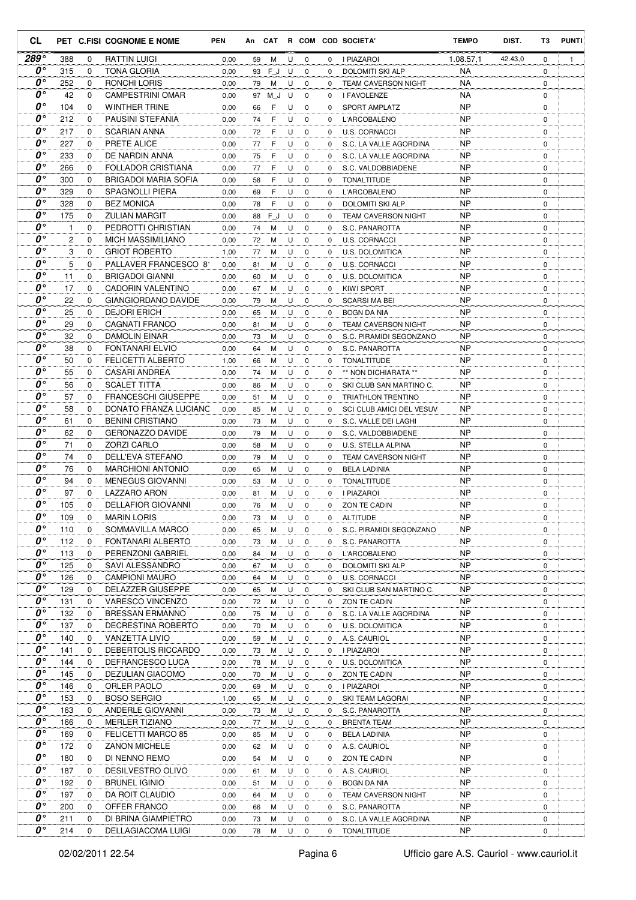| CL | PET | C.FISI | COGNOME E NOME | PEN | An | CAT | R | COM | COD | SOCIETA' | TEMPO | DIST. | T3 | PUNTI |
|---|---|---|---|---|---|---|---|---|---|---|---|---|---|---|
| 289° | 388 | 0 | RATTIN LUIGI | 0,00 | 59 | M | U | 0 | 0 | I PIAZAROI | 1.08.57,1 | 42.43,0 | 0 | 1 |
| 0° | 315 | 0 | TONA GLORIA | 0,00 | 93 | F_J | U | 0 | 0 | DOLOMITI SKI ALP | NA | | 0 | |
| 0° | 252 | 0 | RONCHI LORIS | 0,00 | 79 | M | U | 0 | 0 | TEAM CAVERSON NIGHT | NA | | 0 | |
| 0° | 42 | 0 | CAMPESTRINI OMAR | 0,00 | 97 | M_J | U | 0 | 0 | I FAVOLENZE | NA | | 0 | |
| 0° | 104 | 0 | WINTHER TRINE | 0,00 | 66 | F | U | 0 | 0 | SPORT AMPLATZ | NP | | 0 | |
| 0° | 212 | 0 | PAUSINI STEFANIA | 0,00 | 74 | F | U | 0 | 0 | L'ARCOBALENO | NP | | 0 | |
| 0° | 217 | 0 | SCARIAN ANNA | 0,00 | 72 | F | U | 0 | 0 | U.S. CORNACCI | NP | | 0 | |
| 0° | 227 | 0 | PRETE ALICE | 0,00 | 77 | F | U | 0 | 0 | S.C. LA VALLE AGORDINA | NP | | 0 | |
| 0° | 233 | 0 | DE NARDIN ANNA | 0,00 | 75 | F | U | 0 | 0 | S.C. LA VALLE AGORDINA | NP | | 0 | |
| 0° | 266 | 0 | FOLLADOR CRISTIANA | 0,00 | 77 | F | U | 0 | 0 | S.C. VALDOBBIADENE | NP | | 0 | |
| 0° | 300 | 0 | BRIGADOI MARIA SOFIA | 0,00 | 58 | F | U | 0 | 0 | TONALTITUDE | NP | | 0 | |
| 0° | 329 | 0 | SPAGNOLLI PIERA | 0,00 | 69 | F | U | 0 | 0 | L'ARCOBALENO | NP | | 0 | |
| 0° | 328 | 0 | BEZ MONICA | 0,00 | 78 | F | U | 0 | 0 | DOLOMITI SKI ALP | NP | | 0 | |
| 0° | 175 | 0 | ZULIAN MARGIT | 0,00 | 88 | F_J | U | 0 | 0 | TEAM CAVERSON NIGHT | NP | | 0 | |
| 0° | 1 | 0 | PEDROTTI CHRISTIAN | 0,00 | 74 | M | U | 0 | 0 | S.C. PANAROTTA | NP | | 0 | |
| 0° | 2 | 0 | MICH MASSIMILIANO | 0,00 | 72 | M | U | 0 | 0 | U.S. CORNACCI | NP | | 0 | |
| 0° | 3 | 0 | GRIOT ROBERTO | 1,00 | 77 | M | U | 0 | 0 | U.S. DOLOMITICA | NP | | 0 | |
| 0° | 5 | 0 | PALLAVER FRANCESCO 8 | 0,00 | 81 | M | U | 0 | 0 | U.S. CORNACCI | NP | | 0 | |
| 0° | 11 | 0 | BRIGADOI GIANNI | 0,00 | 60 | M | U | 0 | 0 | U.S. DOLOMITICA | NP | | 0 | |
| 0° | 17 | 0 | CADORIN VALENTINO | 0,00 | 67 | M | U | 0 | 0 | KIWI SPORT | NP | | 0 | |
| 0° | 22 | 0 | GIANGIORDANO DAVIDE | 0,00 | 79 | M | U | 0 | 0 | SCARSI MA BEI | NP | | 0 | |
| 0° | 25 | 0 | DEJORI ERICH | 0,00 | 65 | M | U | 0 | 0 | BOGN DA NIA | NP | | 0 | |
| 0° | 29 | 0 | CAGNATI FRANCO | 0,00 | 81 | M | U | 0 | 0 | TEAM CAVERSON NIGHT | NP | | 0 | |
| 0° | 32 | 0 | DAMOLIN EINAR | 0,00 | 73 | M | U | 0 | 0 | S.C. PIRAMIDI SEGONZANO | NP | | 0 | |
| 0° | 38 | 0 | FONTANARI ELVIO | 0,00 | 64 | M | U | 0 | 0 | S.C. PANAROTTA | NP | | 0 | |
| 0° | 50 | 0 | FELICETTI ALBERTO | 1,00 | 66 | M | U | 0 | 0 | TONALTITUDE | NP | | 0 | |
| 0° | 55 | 0 | CASARI ANDREA | 0,00 | 74 | M | U | 0 | 0 | ** NON DICHIARATA ** | NP | | 0 | |
| 0° | 56 | 0 | SCALET TITTA | 0,00 | 86 | M | U | 0 | 0 | SKI CLUB SAN MARTINO C. | NP | | 0 | |
| 0° | 57 | 0 | FRANCESCHI GIUSEPPE | 0,00 | 51 | M | U | 0 | 0 | TRIATHLON TRENTINO | NP | | 0 | |
| 0° | 58 | 0 | DONATO FRANZA LUCIANC | 0,00 | 85 | M | U | 0 | 0 | SCI CLUB AMICI DEL VESUV | NP | | 0 | |
| 0° | 61 | 0 | BENINI CRISTIANO | 0,00 | 73 | M | U | 0 | 0 | S.C. VALLE DEI LAGHI | NP | | 0 | |
| 0° | 62 | 0 | GERONAZZO DAVIDE | 0,00 | 79 | M | U | 0 | 0 | S.C. VALDOBBIADENE | NP | | 0 | |
| 0° | 71 | 0 | ZORZI CARLO | 0,00 | 58 | M | U | 0 | 0 | U.S. STELLA ALPINA | NP | | 0 | |
| 0° | 74 | 0 | DELL'EVA STEFANO | 0,00 | 79 | M | U | 0 | 0 | TEAM CAVERSON NIGHT | NP | | 0 | |
| 0° | 76 | 0 | MARCHIONI ANTONIO | 0,00 | 65 | M | U | 0 | 0 | BELA LADINIA | NP | | 0 | |
| 0° | 94 | 0 | MENEGUS GIOVANNI | 0,00 | 53 | M | U | 0 | 0 | TONALTITUDE | NP | | 0 | |
| 0° | 97 | 0 | LAZZARO ARON | 0,00 | 81 | M | U | 0 | 0 | I PIAZAROI | NP | | 0 | |
| 0° | 105 | 0 | DELLAFIOR GIOVANNI | 0,00 | 76 | M | U | 0 | 0 | ZON TE CADIN | NP | | 0 | |
| 0° | 109 | 0 | MARIN LORIS | 0,00 | 73 | M | U | 0 | 0 | ALTITUDE | NP | | 0 | |
| 0° | 110 | 0 | SOMMAVILLA MARCO | 0,00 | 65 | M | U | 0 | 0 | S.C. PIRAMIDI SEGONZANO | NP | | 0 | |
| 0° | 112 | 0 | FONTANARI ALBERTO | 0,00 | 73 | M | U | 0 | 0 | S.C. PANAROTTA | NP | | 0 | |
| 0° | 113 | 0 | PERENZONI GABRIEL | 0,00 | 84 | M | U | 0 | 0 | L'ARCOBALENO | NP | | 0 | |
| 0° | 125 | 0 | SAVI ALESSANDRO | 0,00 | 67 | M | U | 0 | 0 | DOLOMITI SKI ALP | NP | | 0 | |
| 0° | 126 | 0 | CAMPIONI MAURO | 0,00 | 64 | M | U | 0 | 0 | U.S. CORNACCI | NP | | 0 | |
| 0° | 129 | 0 | DELAZZER GIUSEPPE | 0,00 | 65 | M | U | 0 | 0 | SKI CLUB SAN MARTINO C. | NP | | 0 | |
| 0° | 131 | 0 | VARESCO VINCENZO | 0,00 | 72 | M | U | 0 | 0 | ZON TE CADIN | NP | | 0 | |
| 0° | 132 | 0 | BRESSAN ERMANNO | 0,00 | 75 | M | U | 0 | 0 | S.C. LA VALLE AGORDINA | NP | | 0 | |
| 0° | 137 | 0 | DECRESTINA ROBERTO | 0,00 | 70 | M | U | 0 | 0 | U.S. DOLOMITICA | NP | | 0 | |
| 0° | 140 | 0 | VANZETTA LIVIO | 0,00 | 59 | M | U | 0 | 0 | A.S. CAURIOL | NP | | 0 | |
| 0° | 141 | 0 | DEBERTOLIS RICCARDO | 0,00 | 73 | M | U | 0 | 0 | I PIAZAROI | NP | | 0 | |
| 0° | 144 | 0 | DEFRANCESCO LUCA | 0,00 | 78 | M | U | 0 | 0 | U.S. DOLOMITICA | NP | | 0 | |
| 0° | 145 | 0 | DEZULIAN GIACOMO | 0,00 | 70 | M | U | 0 | 0 | ZON TE CADIN | NP | | 0 | |
| 0° | 146 | 0 | ORLER PAOLO | 0,00 | 69 | M | U | 0 | 0 | I PIAZAROI | NP | | 0 | |
| 0° | 153 | 0 | BOSO SERGIO | 1,00 | 65 | M | U | 0 | 0 | SKI TEAM LAGORAI | NP | | 0 | |
| 0° | 163 | 0 | ANDERLE GIOVANNI | 0,00 | 73 | M | U | 0 | 0 | S.C. PANAROTTA | NP | | 0 | |
| 0° | 166 | 0 | MERLER TIZIANO | 0,00 | 77 | M | U | 0 | 0 | BRENTA TEAM | NP | | 0 | |
| 0° | 169 | 0 | FELICETTI MARCO 85 | 0,00 | 85 | M | U | 0 | 0 | BELA LADINIA | NP | | 0 | |
| 0° | 172 | 0 | ZANON MICHELE | 0,00 | 62 | M | U | 0 | 0 | A.S. CAURIOL | NP | | 0 | |
| 0° | 180 | 0 | DI NENNO REMO | 0,00 | 54 | M | U | 0 | 0 | ZON TE CADIN | NP | | 0 | |
| 0° | 187 | 0 | DESILVESTRO OLIVO | 0,00 | 61 | M | U | 0 | 0 | A.S. CAURIOL | NP | | 0 | |
| 0° | 192 | 0 | BRUNEL IGINIO | 0,00 | 51 | M | U | 0 | 0 | BOGN DA NIA | NP | | 0 | |
| 0° | 197 | 0 | DA ROIT CLAUDIO | 0,00 | 64 | M | U | 0 | 0 | TEAM CAVERSON NIGHT | NP | | 0 | |
| 0° | 200 | 0 | OFFER FRANCO | 0,00 | 66 | M | U | 0 | 0 | S.C. PANAROTTA | NP | | 0 | |
| 0° | 211 | 0 | DI BRINA GIAMPIETRO | 0,00 | 73 | M | U | 0 | 0 | S.C. LA VALLE AGORDINA | NP | | 0 | |
| 0° | 214 | 0 | DELLAGIACOMA LUIGI | 0,00 | 78 | M | U | 0 | 0 | TONALTITUDE | NP | | 0 | |

02/02/2011 22.54 Ufficio gare A.S. Cauriol - www.cauriol.it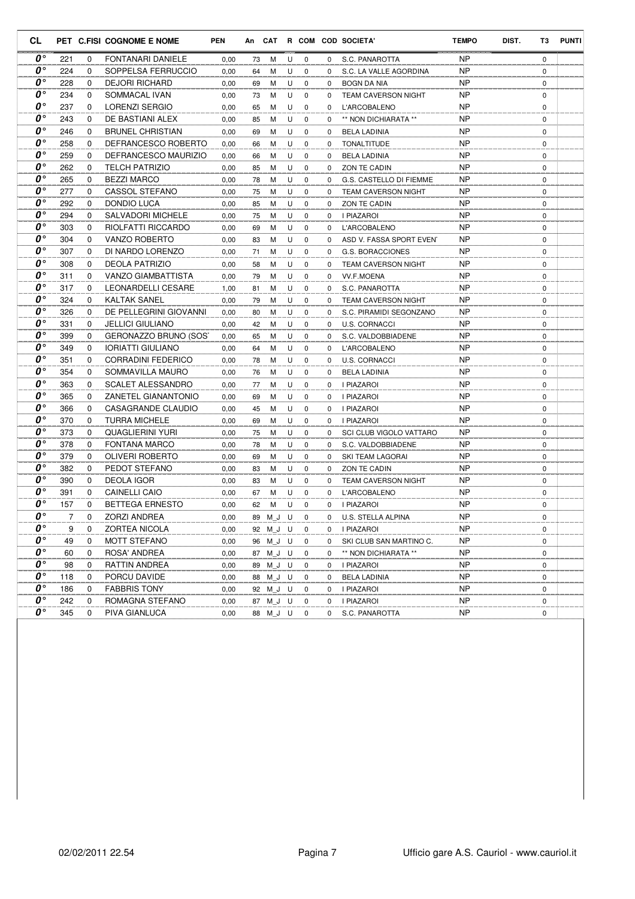| CL | PET | C.FISI | COGNOME E NOME | PEN | An | CAT | R | COM | COD | SOCIETA' | TEMPO | DIST. | T3 | PUNTI |
|---|---|---|---|---|---|---|---|---|---|---|---|---|---|---|
| 0° | 221 | 0 | FONTANARI DANIELE | 0,00 | 73 | M | U | 0 | 0 | S.C. PANAROTTA | NP | | 0 | |
| 0° | 224 | 0 | SOPPELSA FERRUCCIO | 0,00 | 64 | M | U | 0 | 0 | S.C. LA VALLE AGORDINA | NP | | 0 | |
| 0° | 228 | 0 | DEJORI RICHARD | 0,00 | 69 | M | U | 0 | 0 | BOGN DA NIA | NP | | 0 | |
| 0° | 234 | 0 | SOMMACAL IVAN | 0,00 | 73 | M | U | 0 | 0 | TEAM CAVERSON NIGHT | NP | | 0 | |
| 0° | 237 | 0 | LORENZI SERGIO | 0,00 | 65 | M | U | 0 | 0 | L'ARCOBALENO | NP | | 0 | |
| 0° | 243 | 0 | DE BASTIANI ALEX | 0,00 | 85 | M | U | 0 | 0 | ** NON DICHIARATA ** | NP | | 0 | |
| 0° | 246 | 0 | BRUNEL CHRISTIAN | 0,00 | 69 | M | U | 0 | 0 | BELA LADINIA | NP | | 0 | |
| 0° | 258 | 0 | DEFRANCESCO ROBERTO | 0,00 | 66 | M | U | 0 | 0 | TONALTITUDE | NP | | 0 | |
| 0° | 259 | 0 | DEFRANCESCO MAURIZIO | 0,00 | 66 | M | U | 0 | 0 | BELA LADINIA | NP | | 0 | |
| 0° | 262 | 0 | TELCH PATRIZIO | 0,00 | 85 | M | U | 0 | 0 | ZON TE CADIN | NP | | 0 | |
| 0° | 265 | 0 | BEZZI MARCO | 0,00 | 78 | M | U | 0 | 0 | G.S. CASTELLO DI FIEMME | NP | | 0 | |
| 0° | 277 | 0 | CASSOL STEFANO | 0,00 | 75 | M | U | 0 | 0 | TEAM CAVERSON NIGHT | NP | | 0 | |
| 0° | 292 | 0 | DONDIO LUCA | 0,00 | 85 | M | U | 0 | 0 | ZON TE CADIN | NP | | 0 | |
| 0° | 294 | 0 | SALVADORI MICHELE | 0,00 | 75 | M | U | 0 | 0 | I PIAZAROI | NP | | 0 | |
| 0° | 303 | 0 | RIOLFATTI RICCARDO | 0,00 | 69 | M | U | 0 | 0 | L'ARCOBALENO | NP | | 0 | |
| 0° | 304 | 0 | VANZO ROBERTO | 0,00 | 83 | M | U | 0 | 0 | ASD V. FASSA SPORT EVEN | NP | | 0 | |
| 0° | 307 | 0 | DI NARDO LORENZO | 0,00 | 71 | M | U | 0 | 0 | G.S. BORACCIONES | NP | | 0 | |
| 0° | 308 | 0 | DEOLA PATRIZIO | 0,00 | 58 | M | U | 0 | 0 | TEAM CAVERSON NIGHT | NP | | 0 | |
| 0° | 311 | 0 | VANZO GIAMBATTISTA | 0,00 | 79 | M | U | 0 | 0 | VV.F.MOENA | NP | | 0 | |
| 0° | 317 | 0 | LEONARDELLI CESARE | 1,00 | 81 | M | U | 0 | 0 | S.C. PANAROTTA | NP | | 0 | |
| 0° | 324 | 0 | KALTAK SANEL | 0,00 | 79 | M | U | 0 | 0 | TEAM CAVERSON NIGHT | NP | | 0 | |
| 0° | 326 | 0 | DE PELLEGRINI GIOVANNI | 0,00 | 80 | M | U | 0 | 0 | S.C. PIRAMIDI SEGONZANO | NP | | 0 | |
| 0° | 331 | 0 | JELLICI GIULIANO | 0,00 | 42 | M | U | 0 | 0 | U.S. CORNACCI | NP | | 0 | |
| 0° | 399 | 0 | GERONAZZO BRUNO (SOS | 0,00 | 65 | M | U | 0 | 0 | S.C. VALDOBBIADENE | NP | | 0 | |
| 0° | 349 | 0 | IORIATTI GIULIANO | 0,00 | 64 | M | U | 0 | 0 | L'ARCOBALENO | NP | | 0 | |
| 0° | 351 | 0 | CORRADINI FEDERICO | 0,00 | 78 | M | U | 0 | 0 | U.S. CORNACCI | NP | | 0 | |
| 0° | 354 | 0 | SOMMAVILLA MAURO | 0,00 | 76 | M | U | 0 | 0 | BELA LADINIA | NP | | 0 | |
| 0° | 363 | 0 | SCALET ALESSANDRO | 0,00 | 77 | M | U | 0 | 0 | I PIAZAROI | NP | | 0 | |
| 0° | 365 | 0 | ZANETEL GIANANTONIO | 0,00 | 69 | M | U | 0 | 0 | I PIAZAROI | NP | | 0 | |
| 0° | 366 | 0 | CASAGRANDE CLAUDIO | 0,00 | 45 | M | U | 0 | 0 | I PIAZAROI | NP | | 0 | |
| 0° | 370 | 0 | TURRA MICHELE | 0,00 | 69 | M | U | 0 | 0 | I PIAZAROI | NP | | 0 | |
| 0° | 373 | 0 | QUAGLIERINI YURI | 0,00 | 75 | M | U | 0 | 0 | SCI CLUB VIGOLO VATTARO | NP | | 0 | |
| 0° | 378 | 0 | FONTANA MARCO | 0,00 | 78 | M | U | 0 | 0 | S.C. VALDOBBIADENE | NP | | 0 | |
| 0° | 379 | 0 | OLIVERI ROBERTO | 0,00 | 69 | M | U | 0 | 0 | SKI TEAM LAGORAI | NP | | 0 | |
| 0° | 382 | 0 | PEDOT STEFANO | 0,00 | 83 | M | U | 0 | 0 | ZON TE CADIN | NP | | 0 | |
| 0° | 390 | 0 | DEOLA IGOR | 0,00 | 83 | M | U | 0 | 0 | TEAM CAVERSON NIGHT | NP | | 0 | |
| 0° | 391 | 0 | CAINELLI CAIO | 0,00 | 67 | M | U | 0 | 0 | L'ARCOBALENO | NP | | 0 | |
| 0° | 157 | 0 | BETTEGA ERNESTO | 0,00 | 62 | M | U | 0 | 0 | I PIAZAROI | NP | | 0 | |
| 0° | 7 | 0 | ZORZI ANDREA | 0,00 | 89 | M_J | U | 0 | 0 | U.S. STELLA ALPINA | NP | | 0 | |
| 0° | 9 | 0 | ZORTEA NICOLA | 0,00 | 92 | M_J | U | 0 | 0 | I PIAZAROI | NP | | 0 | |
| 0° | 49 | 0 | MOTT STEFANO | 0,00 | 96 | M_J | U | 0 | 0 | SKI CLUB SAN MARTINO C. | NP | | 0 | |
| 0° | 60 | 0 | ROSA' ANDREA | 0,00 | 87 | M_J | U | 0 | 0 | ** NON DICHIARATA ** | NP | | 0 | |
| 0° | 98 | 0 | RATTIN ANDREA | 0,00 | 89 | M_J | U | 0 | 0 | I PIAZAROI | NP | | 0 | |
| 0° | 118 | 0 | PORCU DAVIDE | 0,00 | 88 | M_J | U | 0 | 0 | BELA LADINIA | NP | | 0 | |
| 0° | 186 | 0 | FABBRIS TONY | 0,00 | 92 | M_J | U | 0 | 0 | I PIAZAROI | NP | | 0 | |
| 0° | 242 | 0 | ROMAGNA STEFANO | 0,00 | 87 | M_J | U | 0 | 0 | I PIAZAROI | NP | | 0 | |
| 0° | 345 | 0 | PIVA GIANLUCA | 0,00 | 88 | M_J | U | 0 | 0 | S.C. PANAROTTA | NP | | 0 | |

02/02/2011 22.54

Ufficio gare A.S. Cauriol - www.cauriol.it